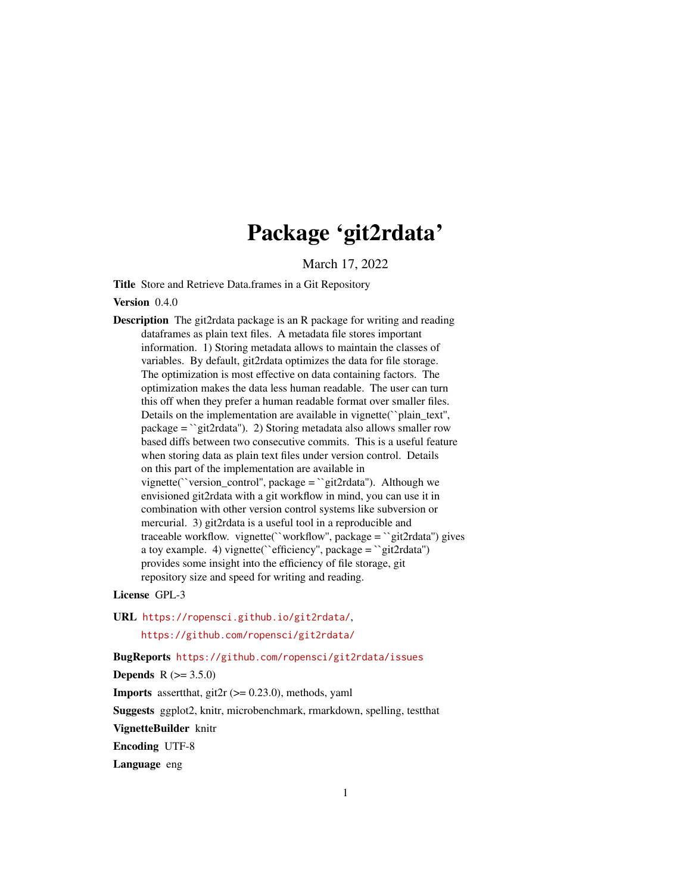# Package 'git2rdata'

March 17, 2022

**Title** Store and Retrieve Data.frames in a Git Repository

**Version** 0.4.0

**Description** The git2rdata package is an R package for writing and reading dataframes as plain text files. A metadata file stores important information. 1) Storing metadata allows to maintain the classes of variables. By default, git2rdata optimizes the data for file storage. The optimization is most effective on data containing factors. The optimization makes the data less human readable. The user can turn this off when they prefer a human readable format over smaller files. Details on the implementation are available in vignette(``plain_text'', package = ``git2rdata''). 2) Storing metadata also allows smaller row based diffs between two consecutive commits. This is a useful feature when storing data as plain text files under version control. Details on this part of the implementation are available in vignette(``version_control'', package = ``git2rdata''). Although we envisioned git2rdata with a git workflow in mind, you can use it in combination with other version control systems like subversion or mercurial. 3) git2rdata is a useful tool in a reproducible and traceable workflow. vignette(``workflow'', package = ``git2rdata'') gives a toy example. 4) vignette(``efficiency'', package = ``git2rdata'') provides some insight into the efficiency of file storage, git repository size and speed for writing and reading.

**License** GPL-3

**URL** https://ropensci.github.io/git2rdata/,
https://github.com/ropensci/git2rdata/

**BugReports** https://github.com/ropensci/git2rdata/issues

**Depends** R (>= 3.5.0)

**Imports** assertthat, git2r (>= 0.23.0), methods, yaml

**Suggests** ggplot2, knitr, microbenchmark, rmarkdown, spelling, testthat

**VignetteBuilder** knitr

**Encoding** UTF-8

**Language** eng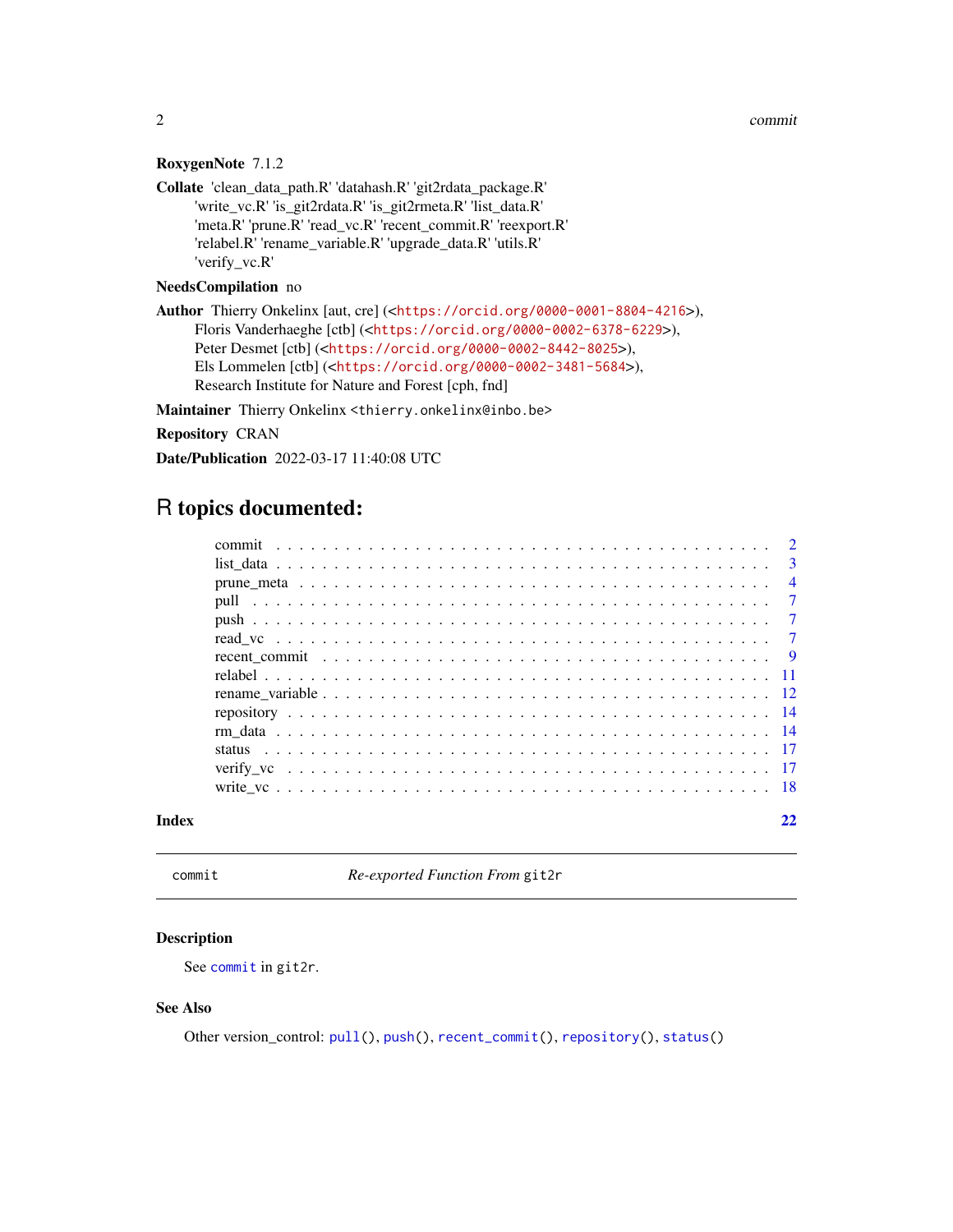**RoxygenNote** 7.1.2

**Collate** 'clean_data_path.R' 'datahash.R' 'git2rdata_package.R' 'write_vc.R' 'is_git2rdata.R' 'is_git2rmeta.R' 'list_data.R' 'meta.R' 'prune.R' 'read_vc.R' 'recent_commit.R' 'reexport.R' 'relabel.R' 'rename_variable.R' 'upgrade_data.R' 'utils.R' 'verify_vc.R'

**NeedsCompilation** no

**Author** Thierry Onkelinx [aut, cre] (<https://orcid.org/0000-0001-8804-4216>), Floris Vanderhaeghe [ctb] (<https://orcid.org/0000-0002-6378-6229>), Peter Desmet [ctb] (<https://orcid.org/0000-0002-8442-8025>), Els Lommelen [ctb] (<https://orcid.org/0000-0002-3481-5684>), Research Institute for Nature and Forest [cph, fnd]

**Maintainer** Thierry Onkelinx <thierry.onkelinx@inbo.be>

**Repository** CRAN

**Date/Publication** 2022-03-17 11:40:08 UTC

# R topics documented:

| | |
|---|---|
| commit | 2 |
| list_data | 3 |
| prune_meta | 4 |
| pull | 7 |
| push | 7 |
| read_vc | 7 |
| recent_commit | 9 |
| relabel | 11 |
| rename_variable | 12 |
| repository | 14 |
| rm_data | 14 |
| status | 17 |
| verify_vc | 17 |
| write_vc | 18 |

**Index** 22

---

`commit` *Re-exported Function From* `git2r`

---

### Description

See `commit` in `git2r`.

### See Also

Other version_control: `pull()`, `push()`, `recent_commit()`, `repository()`, `status()`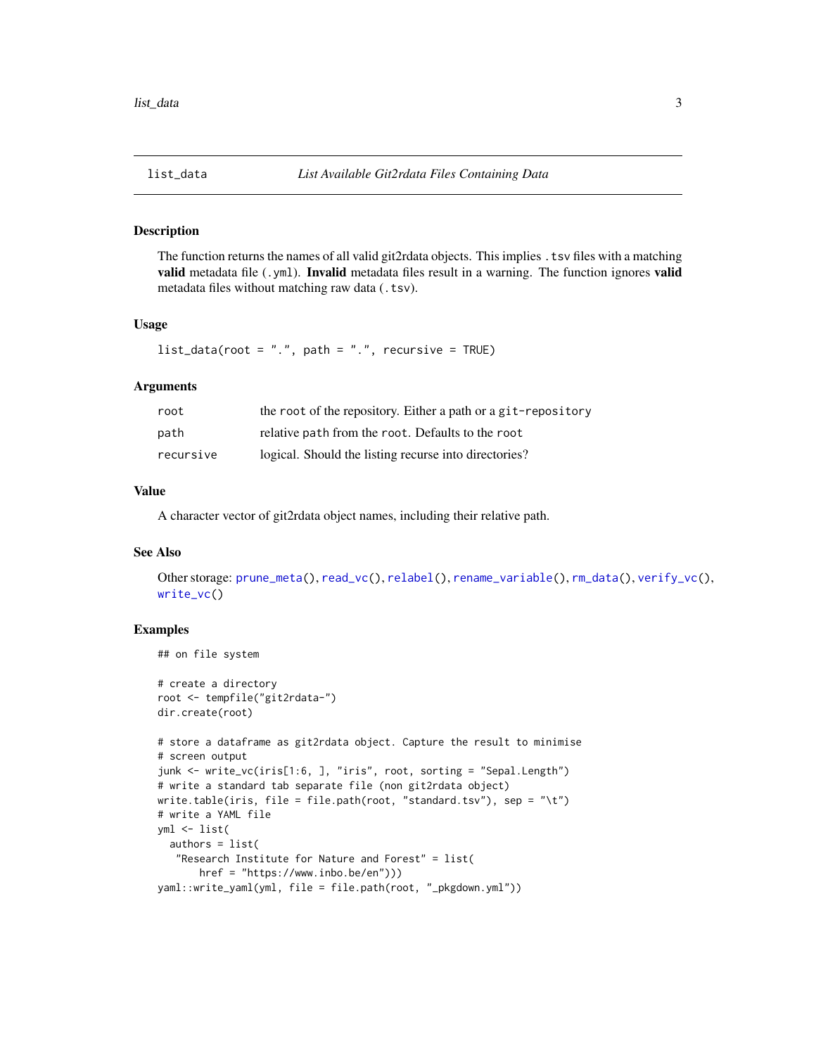# list_data — *List Available Git2rdata Files Containing Data*

## Description

The function returns the names of all valid git2rdata objects. This implies `.tsv` files with a matching **valid** metadata file (`.yml`). **Invalid** metadata files result in a warning. The function ignores **valid** metadata files without matching raw data (`.tsv`).

## Usage

```
list_data(root = ".", path = ".", recursive = TRUE)
```

## Arguments

| | |
|---|---|
| `root` | the `root` of the repository. Either a path or a `git-repository` |
| `path` | relative `path` from the `root`. Defaults to the `root` |
| `recursive` | logical. Should the listing recurse into directories? |

## Value

A character vector of git2rdata object names, including their relative path.

## See Also

Other storage: `prune_meta()`, `read_vc()`, `relabel()`, `rename_variable()`, `rm_data()`, `verify_vc()`, `write_vc()`

## Examples

```
## on file system

# create a directory
root <- tempfile("git2rdata-")
dir.create(root)

# store a dataframe as git2rdata object. Capture the result to minimise
# screen output
junk <- write_vc(iris[1:6, ], "iris", root, sorting = "Sepal.Length")
# write a standard tab separate file (non git2rdata object)
write.table(iris, file = file.path(root, "standard.tsv"), sep = "\t")
# write a YAML file
yml <- list(
  authors = list(
   "Research Institute for Nature and Forest" = list(
       href = "https://www.inbo.be/en")))
yaml::write_yaml(yml, file = file.path(root, "_pkgdown.yml"))
```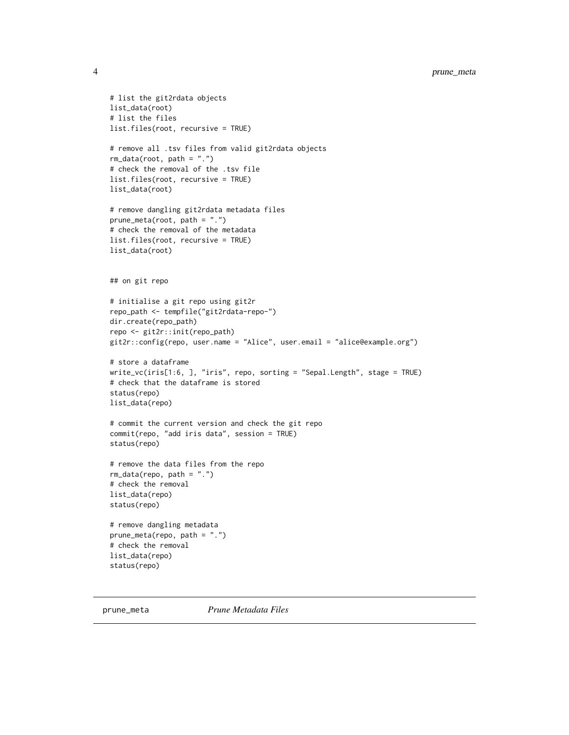```
# list the git2rdata objects
list_data(root)
# list the files
list.files(root, recursive = TRUE)

# remove all .tsv files from valid git2rdata objects
rm_data(root, path = ".")
# check the removal of the .tsv file
list.files(root, recursive = TRUE)
list_data(root)

# remove dangling git2rdata metadata files
prune_meta(root, path = ".")
# check the removal of the metadata
list.files(root, recursive = TRUE)
list_data(root)


## on git repo

# initialise a git repo using git2r
repo_path <- tempfile("git2rdata-repo-")
dir.create(repo_path)
repo <- git2r::init(repo_path)
git2r::config(repo, user.name = "Alice", user.email = "alice@example.org")

# store a dataframe
write_vc(iris[1:6, ], "iris", repo, sorting = "Sepal.Length", stage = TRUE)
# check that the dataframe is stored
status(repo)
list_data(repo)

# commit the current version and check the git repo
commit(repo, "add iris data", session = TRUE)
status(repo)

# remove the data files from the repo
rm_data(repo, path = ".")
# check the removal
list_data(repo)
status(repo)

# remove dangling metadata
prune_meta(repo, path = ".")
# check the removal
list_data(repo)
status(repo)
```

---

## prune_meta *Prune Metadata Files*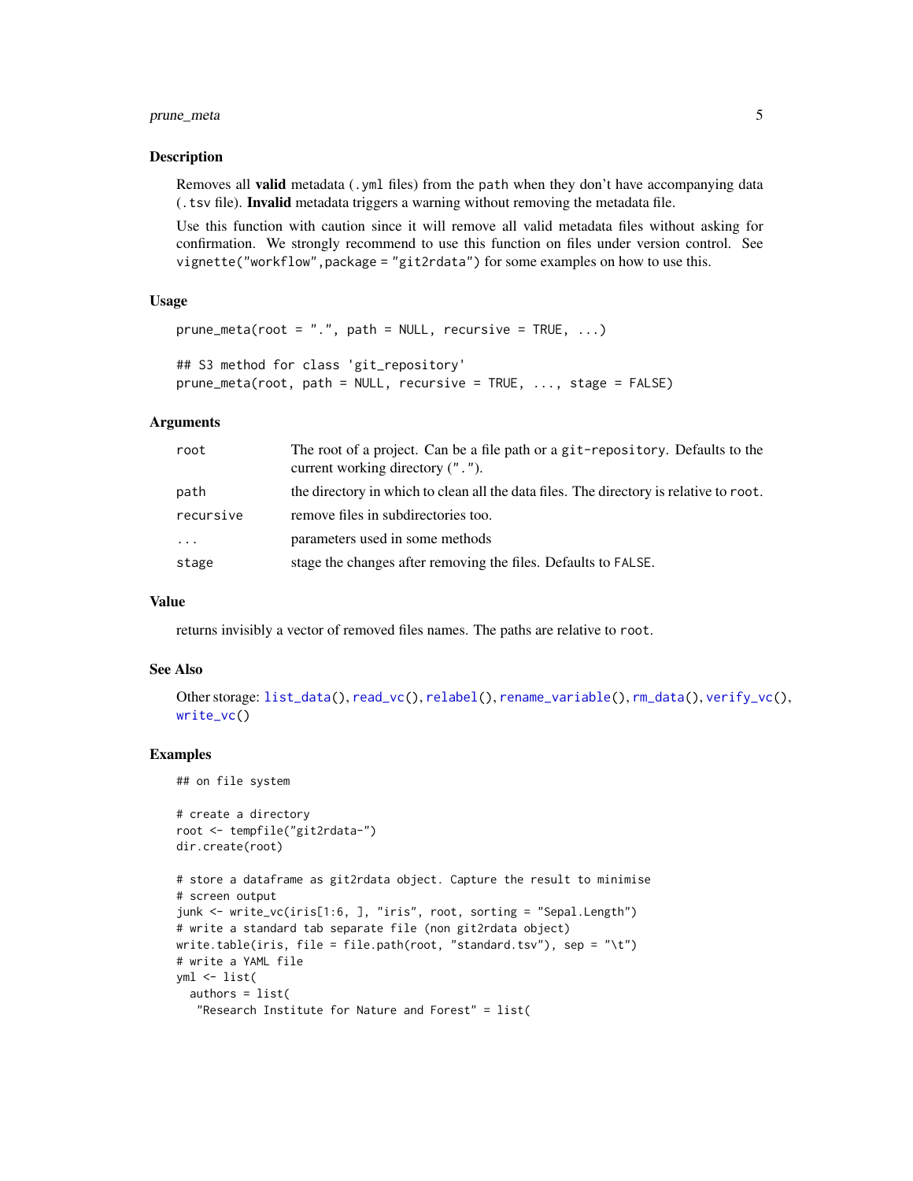## Description

Removes all **valid** metadata (`.yml` files) from the `path` when they don't have accompanying data (`.tsv` file). **Invalid** metadata triggers a warning without removing the metadata file.

Use this function with caution since it will remove all valid metadata files without asking for confirmation. We strongly recommend to use this function on files under version control. See `vignette("workflow",package = "git2rdata")` for some examples on how to use this.

## Usage

```
prune_meta(root = ".", path = NULL, recursive = TRUE, ...)

## S3 method for class 'git_repository'
prune_meta(root, path = NULL, recursive = TRUE, ..., stage = FALSE)
```

## Arguments

| | |
|---|---|
| `root` | The root of a project. Can be a file path or a `git-repository`. Defaults to the current working directory (`"."`). |
| `path` | the directory in which to clean all the data files. The directory is relative to `root`. |
| `recursive` | remove files in subdirectories too. |
| `...` | parameters used in some methods |
| `stage` | stage the changes after removing the files. Defaults to `FALSE`. |

## Value

returns invisibly a vector of removed files names. The paths are relative to `root`.

## See Also

Other storage: `list_data()`, `read_vc()`, `relabel()`, `rename_variable()`, `rm_data()`, `verify_vc()`, `write_vc()`

## Examples

```
## on file system

# create a directory
root <- tempfile("git2rdata-")
dir.create(root)

# store a dataframe as git2rdata object. Capture the result to minimise
# screen output
junk <- write_vc(iris[1:6, ], "iris", root, sorting = "Sepal.Length")
# write a standard tab separate file (non git2rdata object)
write.table(iris, file = file.path(root, "standard.tsv"), sep = "\t")
# write a YAML file
yml <- list(
  authors = list(
   "Research Institute for Nature and Forest" = list(
```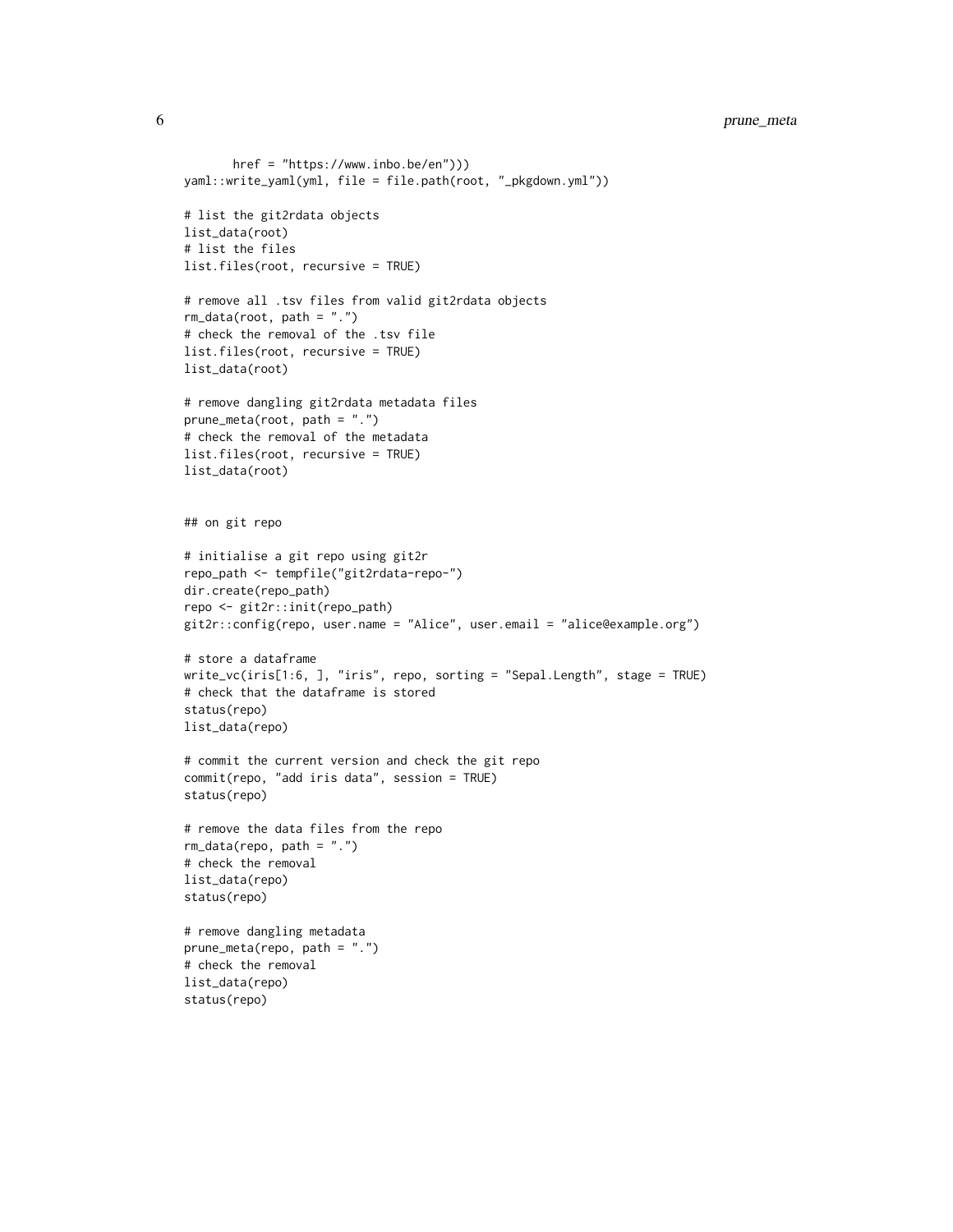```
      href = "https://www.inbo.be/en")))
yaml::write_yaml(yml, file = file.path(root, "_pkgdown.yml"))

# list the git2rdata objects
list_data(root)
# list the files
list.files(root, recursive = TRUE)

# remove all .tsv files from valid git2rdata objects
rm_data(root, path = ".")
# check the removal of the .tsv file
list.files(root, recursive = TRUE)
list_data(root)

# remove dangling git2rdata metadata files
prune_meta(root, path = ".")
# check the removal of the metadata
list.files(root, recursive = TRUE)
list_data(root)


## on git repo

# initialise a git repo using git2r
repo_path <- tempfile("git2rdata-repo-")
dir.create(repo_path)
repo <- git2r::init(repo_path)
git2r::config(repo, user.name = "Alice", user.email = "alice@example.org")

# store a dataframe
write_vc(iris[1:6, ], "iris", repo, sorting = "Sepal.Length", stage = TRUE)
# check that the dataframe is stored
status(repo)
list_data(repo)

# commit the current version and check the git repo
commit(repo, "add iris data", session = TRUE)
status(repo)

# remove the data files from the repo
rm_data(repo, path = ".")
# check the removal
list_data(repo)
status(repo)

# remove dangling metadata
prune_meta(repo, path = ".")
# check the removal
list_data(repo)
status(repo)
```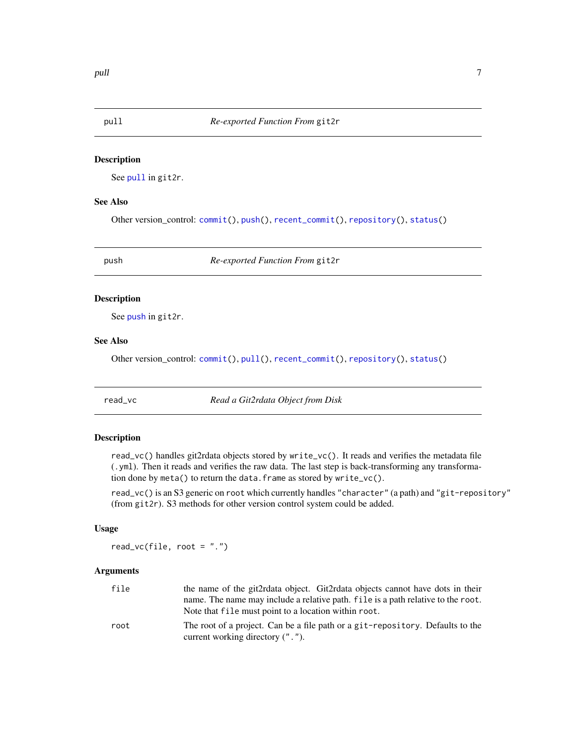## pull — *Re-exported Function From* `git2r`

### Description

See `pull` in `git2r`.

### See Also

Other version_control: `commit()`, `push()`, `recent_commit()`, `repository()`, `status()`

## push — *Re-exported Function From* `git2r`

### Description

See `push` in `git2r`.

### See Also

Other version_control: `commit()`, `pull()`, `recent_commit()`, `repository()`, `status()`

## read_vc — *Read a Git2rdata Object from Disk*

### Description

`read_vc()` handles git2rdata objects stored by `write_vc()`. It reads and verifies the metadata file (`.yml`). Then it reads and verifies the raw data. The last step is back-transforming any transformation done by `meta()` to return the `data.frame` as stored by `write_vc()`.

`read_vc()` is an S3 generic on `root` which currently handles `"character"` (a path) and `"git-repository"` (from `git2r`). S3 methods for other version control system could be added.

### Usage

```
read_vc(file, root = ".")
```

### Arguments

| | |
|---|---|
| `file` | the name of the git2rdata object. Git2rdata objects cannot have dots in their name. The name may include a relative path. `file` is a path relative to the `root`. Note that `file` must point to a location within `root`. |
| `root` | The root of a project. Can be a file path or a `git-repository`. Defaults to the current working directory (`"."`). |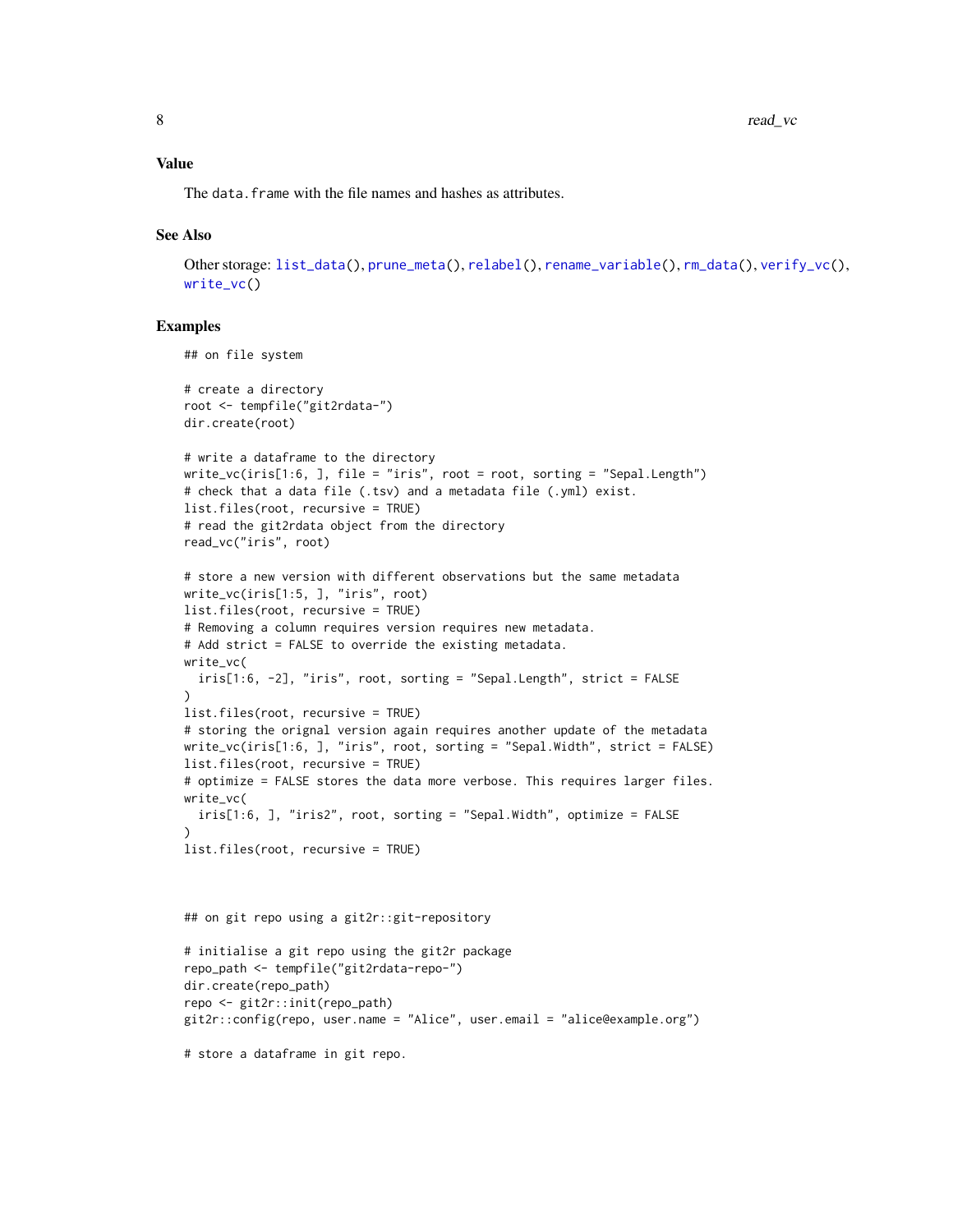### Value

The `data.frame` with the file names and hashes as attributes.

### See Also

Other storage: `list_data()`, `prune_meta()`, `relabel()`, `rename_variable()`, `rm_data()`, `verify_vc()`, `write_vc()`

### Examples

```
## on file system

# create a directory
root <- tempfile("git2rdata-")
dir.create(root)

# write a dataframe to the directory
write_vc(iris[1:6, ], file = "iris", root = root, sorting = "Sepal.Length")
# check that a data file (.tsv) and a metadata file (.yml) exist.
list.files(root, recursive = TRUE)
# read the git2rdata object from the directory
read_vc("iris", root)

# store a new version with different observations but the same metadata
write_vc(iris[1:5, ], "iris", root)
list.files(root, recursive = TRUE)
# Removing a column requires version requires new metadata.
# Add strict = FALSE to override the existing metadata.
write_vc(
  iris[1:6, -2], "iris", root, sorting = "Sepal.Length", strict = FALSE
)
list.files(root, recursive = TRUE)
# storing the orignal version again requires another update of the metadata
write_vc(iris[1:6, ], "iris", root, sorting = "Sepal.Width", strict = FALSE)
list.files(root, recursive = TRUE)
# optimize = FALSE stores the data more verbose. This requires larger files.
write_vc(
  iris[1:6, ], "iris2", root, sorting = "Sepal.Width", optimize = FALSE
)
list.files(root, recursive = TRUE)



## on git repo using a git2r::git-repository

# initialise a git repo using the git2r package
repo_path <- tempfile("git2rdata-repo-")
dir.create(repo_path)
repo <- git2r::init(repo_path)
git2r::config(repo, user.name = "Alice", user.email = "alice@example.org")

# store a dataframe in git repo.
```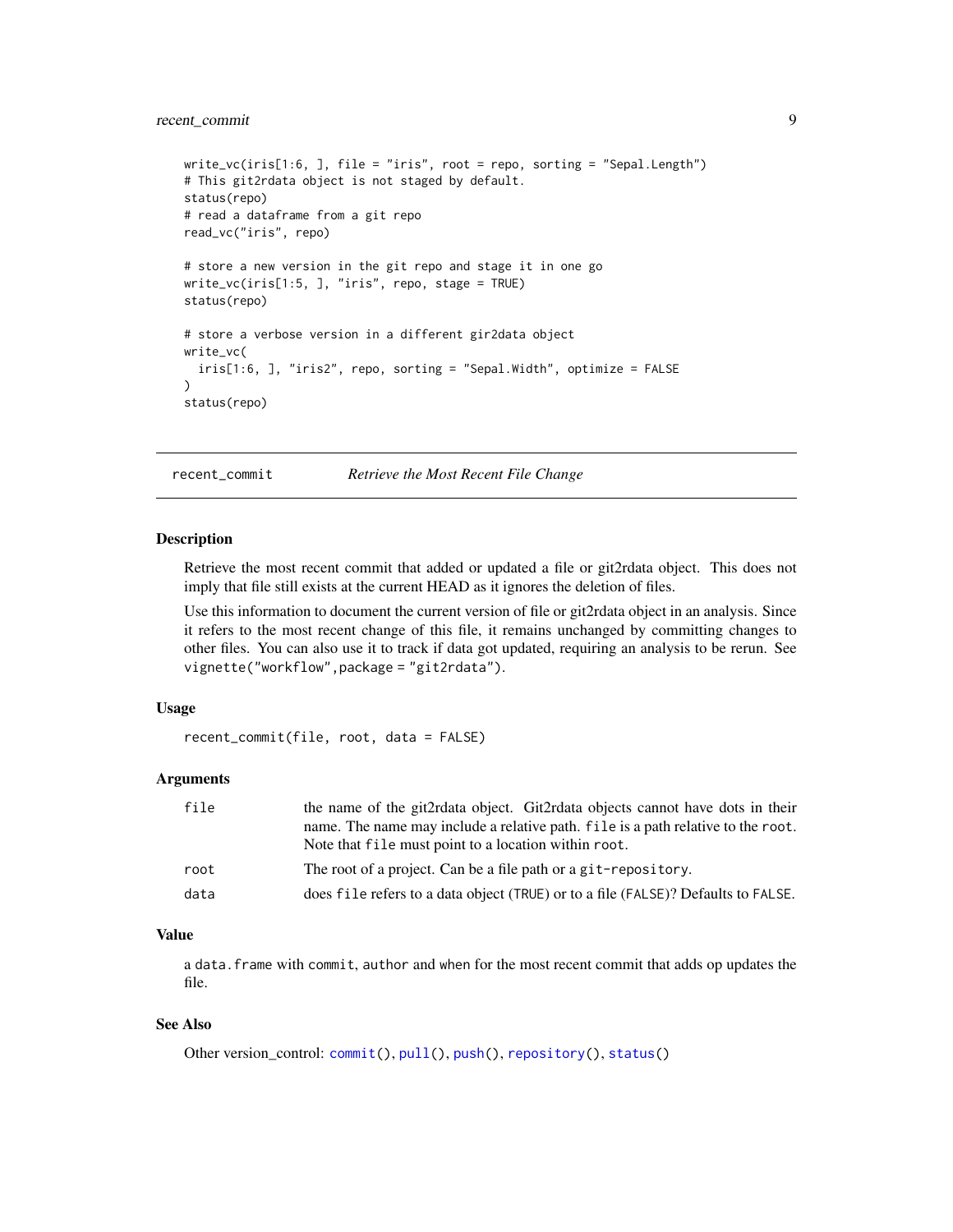```
write_vc(iris[1:6, ], file = "iris", root = repo, sorting = "Sepal.Length")
# This git2rdata object is not staged by default.
status(repo)
# read a dataframe from a git repo
read_vc("iris", repo)

# store a new version in the git repo and stage it in one go
write_vc(iris[1:5, ], "iris", repo, stage = TRUE)
status(repo)

# store a verbose version in a different gir2data object
write_vc(
  iris[1:6, ], "iris2", repo, sorting = "Sepal.Width", optimize = FALSE
)
status(repo)
```

---

## recent_commit — *Retrieve the Most Recent File Change*

### Description

Retrieve the most recent commit that added or updated a file or git2rdata object. This does not imply that file still exists at the current HEAD as it ignores the deletion of files.

Use this information to document the current version of file or git2rdata object in an analysis. Since it refers to the most recent change of this file, it remains unchanged by committing changes to other files. You can also use it to track if data got updated, requiring an analysis to be rerun. See `vignette("workflow",package = "git2rdata")`.

### Usage

```
recent_commit(file, root, data = FALSE)
```

### Arguments

| | |
|---|---|
| `file` | the name of the git2rdata object. Git2rdata objects cannot have dots in their name. The name may include a relative path. `file` is a path relative to the `root`. Note that `file` must point to a location within `root`. |
| `root` | The root of a project. Can be a file path or a `git-repository`. |
| `data` | does `file` refers to a data object (`TRUE`) or to a file (`FALSE`)? Defaults to `FALSE`. |

### Value

a `data.frame` with `commit`, `author` and `when` for the most recent commit that adds op updates the file.

### See Also

Other version_control: `commit()`, `pull()`, `push()`, `repository()`, `status()`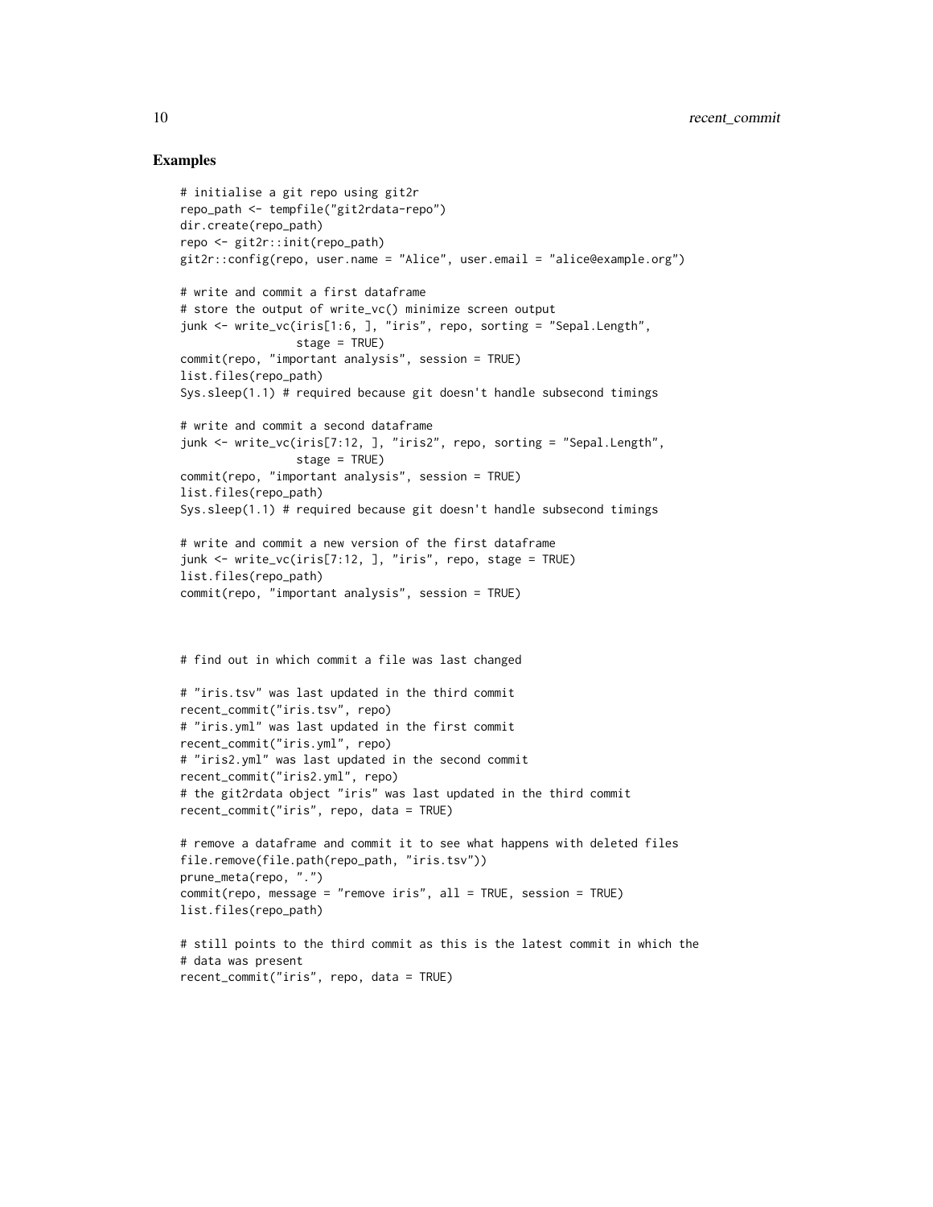### Examples

```
# initialise a git repo using git2r
repo_path <- tempfile("git2rdata-repo")
dir.create(repo_path)
repo <- git2r::init(repo_path)
git2r::config(repo, user.name = "Alice", user.email = "alice@example.org")

# write and commit a first dataframe
# store the output of write_vc() minimize screen output
junk <- write_vc(iris[1:6, ], "iris", repo, sorting = "Sepal.Length",
                 stage = TRUE)
commit(repo, "important analysis", session = TRUE)
list.files(repo_path)
Sys.sleep(1.1) # required because git doesn't handle subsecond timings

# write and commit a second dataframe
junk <- write_vc(iris[7:12, ], "iris2", repo, sorting = "Sepal.Length",
                 stage = TRUE)
commit(repo, "important analysis", session = TRUE)
list.files(repo_path)
Sys.sleep(1.1) # required because git doesn't handle subsecond timings

# write and commit a new version of the first dataframe
junk <- write_vc(iris[7:12, ], "iris", repo, stage = TRUE)
list.files(repo_path)
commit(repo, "important analysis", session = TRUE)



# find out in which commit a file was last changed

# "iris.tsv" was last updated in the third commit
recent_commit("iris.tsv", repo)
# "iris.yml" was last updated in the first commit
recent_commit("iris.yml", repo)
# "iris2.yml" was last updated in the second commit
recent_commit("iris2.yml", repo)
# the git2rdata object "iris" was last updated in the third commit
recent_commit("iris", repo, data = TRUE)

# remove a dataframe and commit it to see what happens with deleted files
file.remove(file.path(repo_path, "iris.tsv"))
prune_meta(repo, ".")
commit(repo, message = "remove iris", all = TRUE, session = TRUE)
list.files(repo_path)

# still points to the third commit as this is the latest commit in which the
# data was present
recent_commit("iris", repo, data = TRUE)
```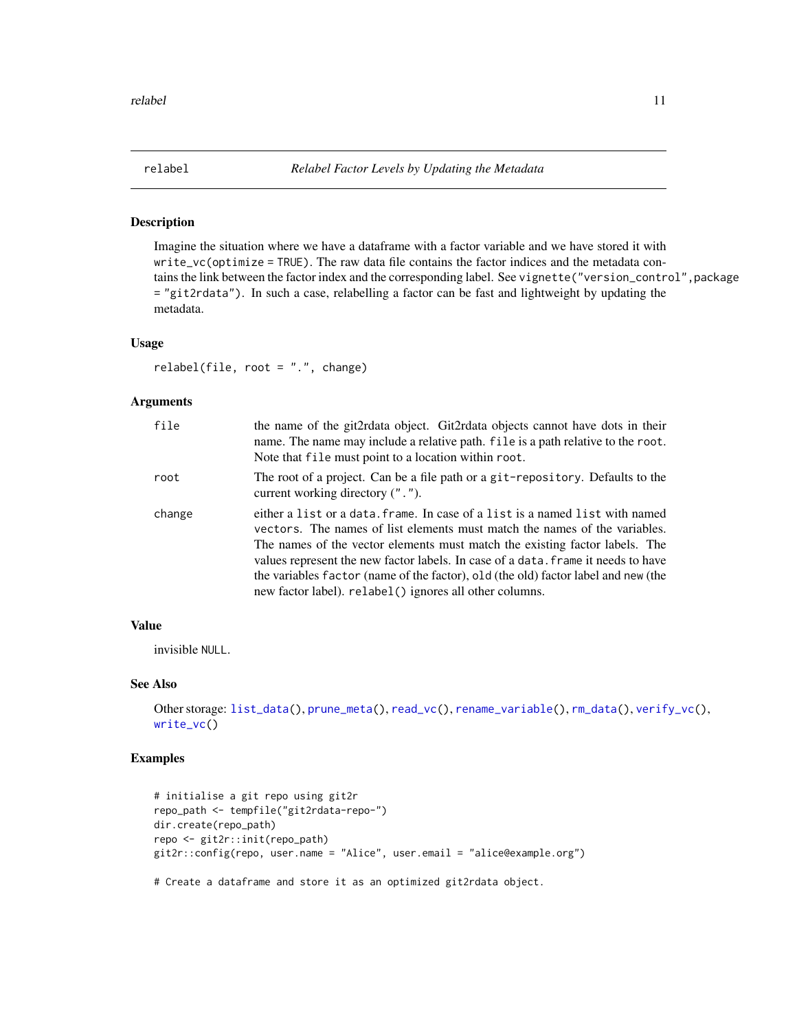# relabel — *Relabel Factor Levels by Updating the Metadata*

## Description

Imagine the situation where we have a dataframe with a factor variable and we have stored it with `write_vc(optimize = TRUE)`. The raw data file contains the factor indices and the metadata contains the link between the factor index and the corresponding label. See `vignette("version_control",package = "git2rdata")`. In such a case, relabelling a factor can be fast and lightweight by updating the metadata.

## Usage

```
relabel(file, root = ".", change)
```

## Arguments

| | |
|---|---|
| `file` | the name of the git2rdata object. Git2rdata objects cannot have dots in their name. The name may include a relative path. `file` is a path relative to the `root`. Note that `file` must point to a location within `root`. |
| `root` | The root of a project. Can be a file path or a `git-repository`. Defaults to the current working directory ("."). |
| `change` | either a `list` or a `data.frame`. In case of a `list` is a named `list` with named `vectors`. The names of list elements must match the names of the variables. The names of the vector elements must match the existing factor labels. The values represent the new factor labels. In case of a `data.frame` it needs to have the variables `factor` (name of the factor), `old` (the old) factor label and `new` (the new factor label). `relabel()` ignores all other columns. |

## Value

invisible `NULL`.

## See Also

Other storage: `list_data()`, `prune_meta()`, `read_vc()`, `rename_variable()`, `rm_data()`, `verify_vc()`, `write_vc()`

## Examples

```
# initialise a git repo using git2r
repo_path <- tempfile("git2rdata-repo-")
dir.create(repo_path)
repo <- git2r::init(repo_path)
git2r::config(repo, user.name = "Alice", user.email = "alice@example.org")

# Create a dataframe and store it as an optimized git2rdata object.
```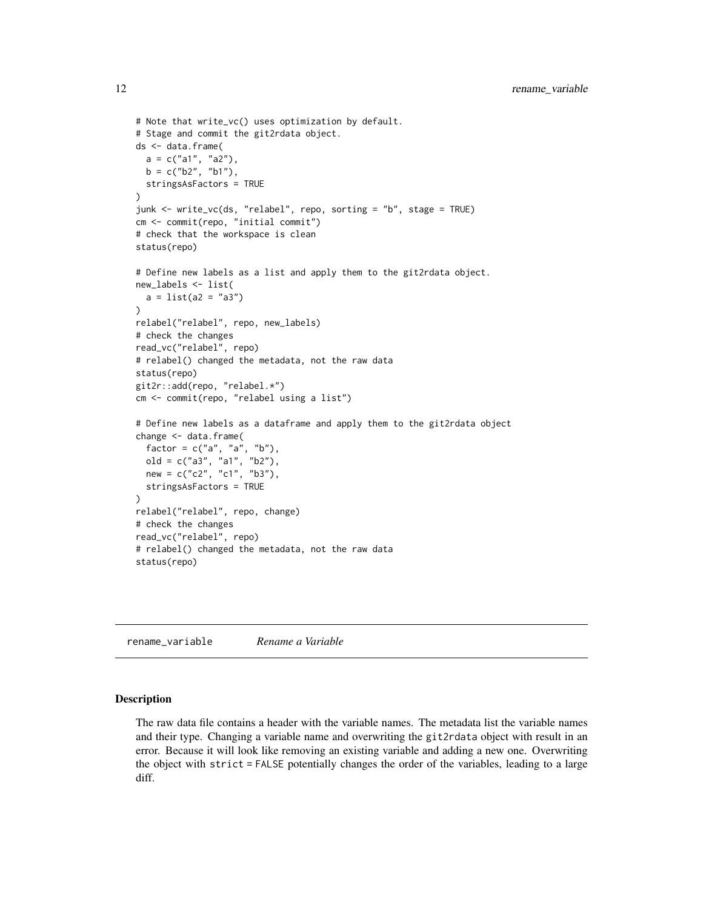```
# Note that write_vc() uses optimization by default.
# Stage and commit the git2rdata object.
ds <- data.frame(
  a = c("a1", "a2"),
  b = c("b2", "b1"),
  stringsAsFactors = TRUE
)
junk <- write_vc(ds, "relabel", repo, sorting = "b", stage = TRUE)
cm <- commit(repo, "initial commit")
# check that the workspace is clean
status(repo)

# Define new labels as a list and apply them to the git2rdata object.
new_labels <- list(
  a = list(a2 = "a3")
)
relabel("relabel", repo, new_labels)
# check the changes
read_vc("relabel", repo)
# relabel() changed the metadata, not the raw data
status(repo)
git2r::add(repo, "relabel.*")
cm <- commit(repo, "relabel using a list")

# Define new labels as a dataframe and apply them to the git2rdata object
change <- data.frame(
  factor = c("a", "a", "b"),
  old = c("a3", "a1", "b2"),
  new = c("c2", "c1", "b3"),
  stringsAsFactors = TRUE
)
relabel("relabel", repo, change)
# check the changes
read_vc("relabel", repo)
# relabel() changed the metadata, not the raw data
status(repo)
```

## rename_variable *Rename a Variable*

### Description

The raw data file contains a header with the variable names. The metadata list the variable names and their type. Changing a variable name and overwriting the `git2rdata` object with result in an error. Because it will look like removing an existing variable and adding a new one. Overwriting the object with `strict = FALSE` potentially changes the order of the variables, leading to a large diff.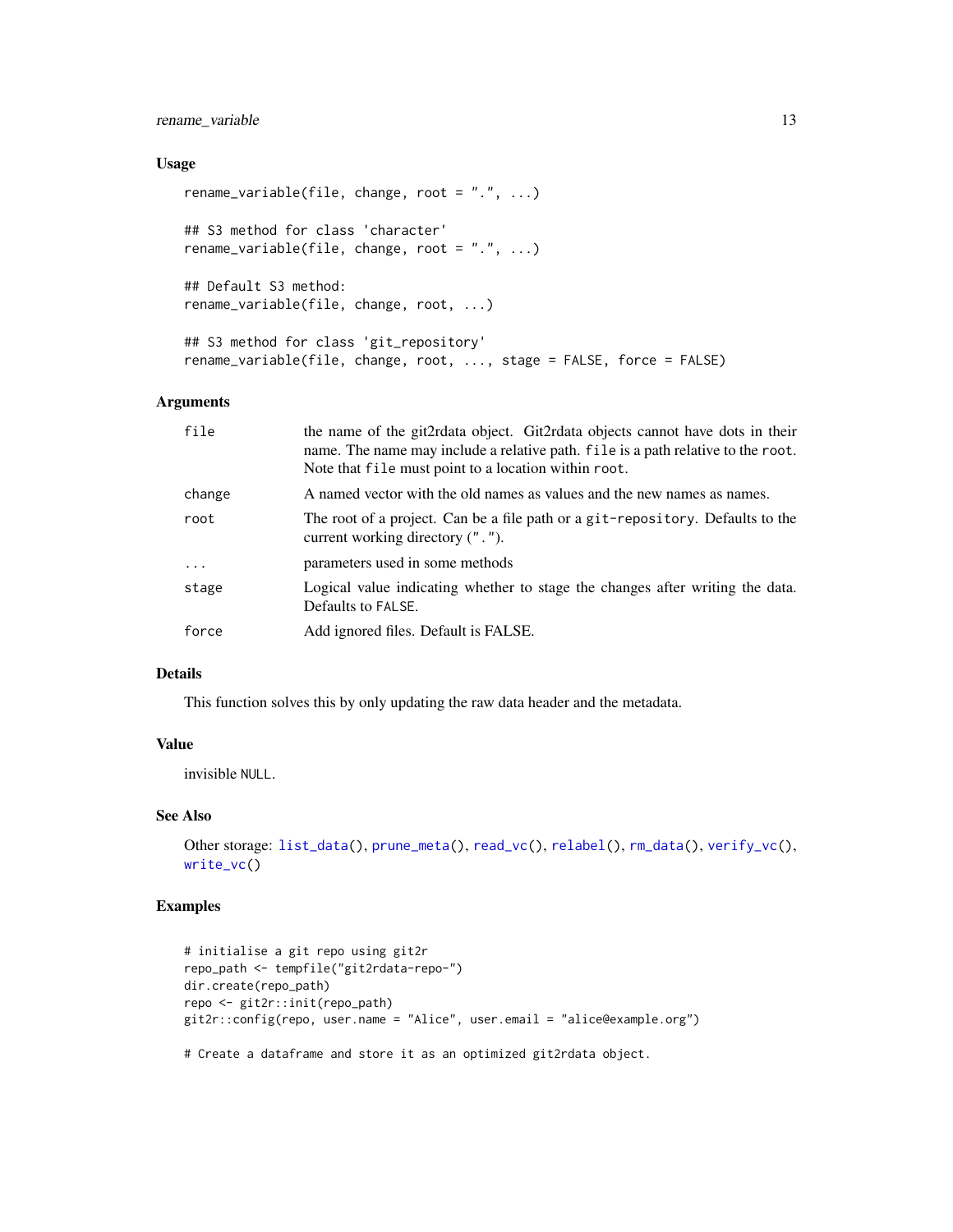### Usage

```
rename_variable(file, change, root = ".", ...)

## S3 method for class 'character'
rename_variable(file, change, root = ".", ...)

## Default S3 method:
rename_variable(file, change, root, ...)

## S3 method for class 'git_repository'
rename_variable(file, change, root, ..., stage = FALSE, force = FALSE)
```

### Arguments

| | |
|---|---|
| `file` | the name of the git2rdata object. Git2rdata objects cannot have dots in their name. The name may include a relative path. `file` is a path relative to the `root`. Note that `file` must point to a location within `root`. |
| `change` | A named vector with the old names as values and the new names as names. |
| `root` | The root of a project. Can be a file path or a `git-repository`. Defaults to the current working directory ("`.`"). |
| `...` | parameters used in some methods |
| `stage` | Logical value indicating whether to stage the changes after writing the data. Defaults to `FALSE`. |
| `force` | Add ignored files. Default is FALSE. |

### Details

This function solves this by only updating the raw data header and the metadata.

### Value

invisible `NULL`.

### See Also

Other storage: `list_data()`, `prune_meta()`, `read_vc()`, `relabel()`, `rm_data()`, `verify_vc()`, `write_vc()`

### Examples

```
# initialise a git repo using git2r
repo_path <- tempfile("git2rdata-repo-")
dir.create(repo_path)
repo <- git2r::init(repo_path)
git2r::config(repo, user.name = "Alice", user.email = "alice@example.org")

# Create a dataframe and store it as an optimized git2rdata object.
```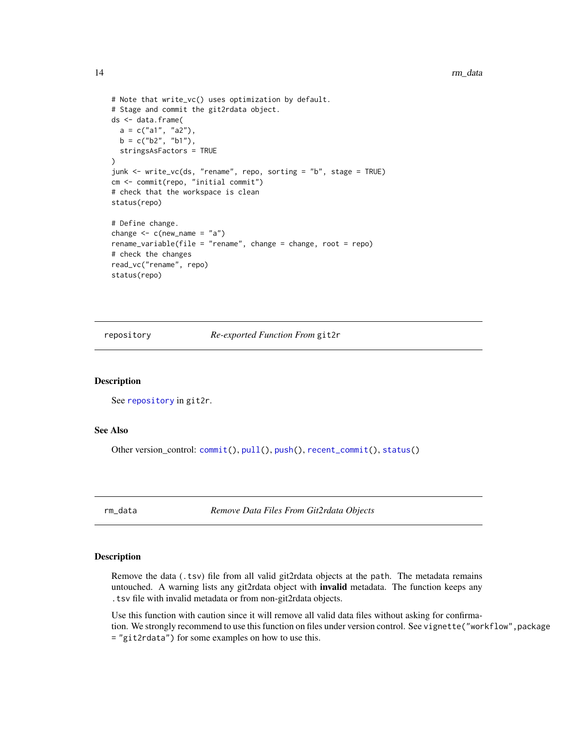```
# Note that write_vc() uses optimization by default.
# Stage and commit the git2rdata object.
ds <- data.frame(
  a = c("a1", "a2"),
  b = c("b2", "b1"),
  stringsAsFactors = TRUE
)
junk <- write_vc(ds, "rename", repo, sorting = "b", stage = TRUE)
cm <- commit(repo, "initial commit")
# check that the workspace is clean
status(repo)

# Define change.
change <- c(new_name = "a")
rename_variable(file = "rename", change = change, root = repo)
# check the changes
read_vc("rename", repo)
status(repo)
```

## `repository` — *Re-exported Function From* `git2r`

### Description

See `repository` in `git2r`.

### See Also

Other version_control: `commit()`, `pull()`, `push()`, `recent_commit()`, `status()`

## `rm_data` — *Remove Data Files From Git2rdata Objects*

### Description

Remove the data (`.tsv`) file from all valid git2rdata objects at the `path`. The metadata remains untouched. A warning lists any git2rdata object with **invalid** metadata. The function keeps any `.tsv` file with invalid metadata or from non-git2rdata objects.

Use this function with caution since it will remove all valid data files without asking for confirmation. We strongly recommend to use this function on files under version control. See `vignette("workflow",package = "git2rdata")` for some examples on how to use this.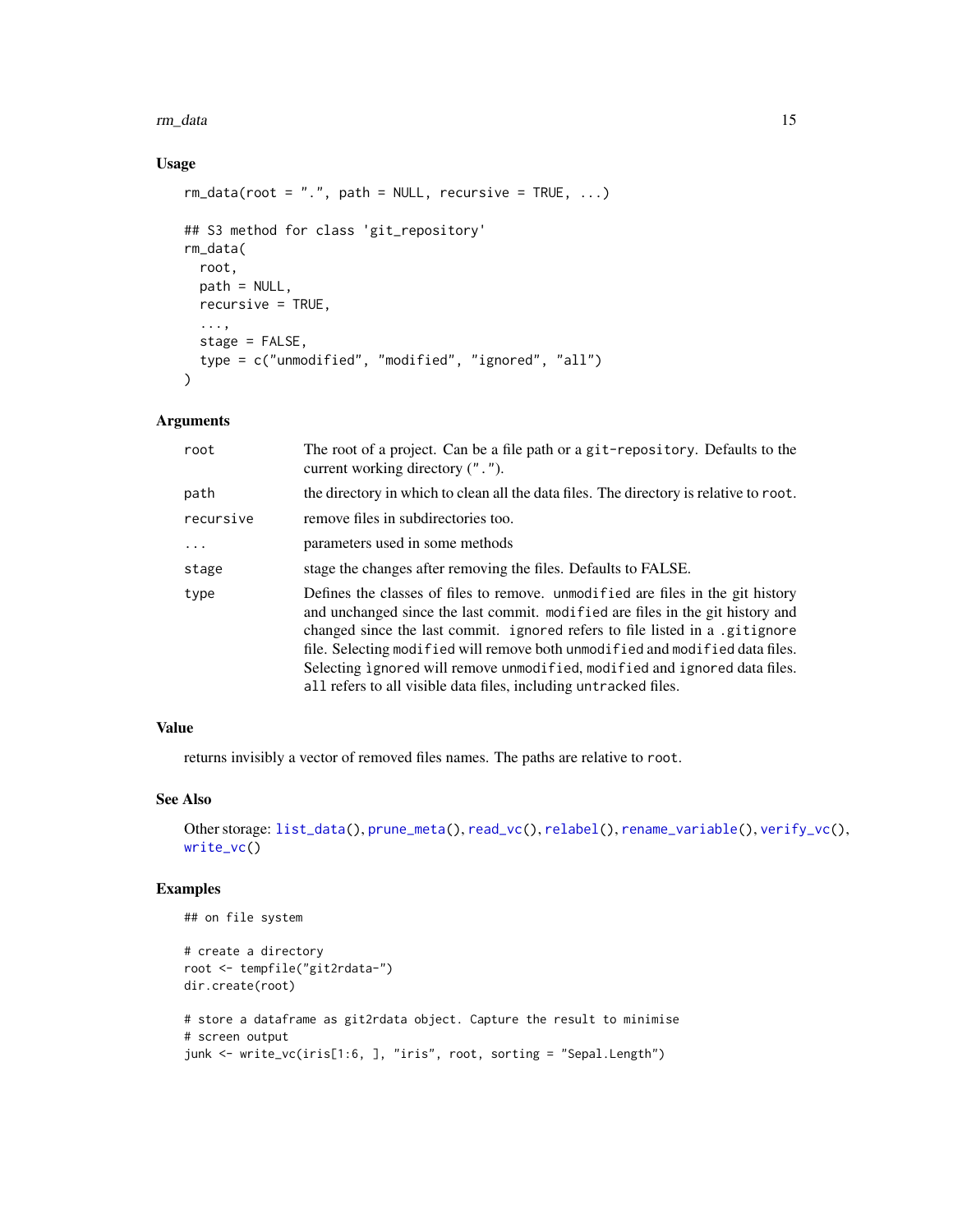### Usage

```
rm_data(root = ".", path = NULL, recursive = TRUE, ...)

## S3 method for class 'git_repository'
rm_data(
  root,
  path = NULL,
  recursive = TRUE,
  ...,
  stage = FALSE,
  type = c("unmodified", "modified", "ignored", "all")
)
```

### Arguments

| | |
|---|---|
| `root` | The root of a project. Can be a file path or a `git-repository`. Defaults to the current working directory (`"."`). |
| `path` | the directory in which to clean all the data files. The directory is relative to `root`. |
| `recursive` | remove files in subdirectories too. |
| `...` | parameters used in some methods |
| `stage` | stage the changes after removing the files. Defaults to FALSE. |
| `type` | Defines the classes of files to remove. `unmodified` are files in the git history and unchanged since the last commit. `modified` are files in the git history and changed since the last commit. `ignored` refers to file listed in a `.gitignore` file. Selecting `modified` will remove both `unmodified` and `modified` data files. Selecting `ìgnored` will remove `unmodified`, `modified` and `ignored` data files. `all` refers to all visible data files, including `untracked` files. |

### Value

returns invisibly a vector of removed files names. The paths are relative to `root`.

### See Also

Other storage: `list_data()`, `prune_meta()`, `read_vc()`, `relabel()`, `rename_variable()`, `verify_vc()`, `write_vc()`

### Examples

```
## on file system

# create a directory
root <- tempfile("git2rdata-")
dir.create(root)

# store a dataframe as git2rdata object. Capture the result to minimise
# screen output
junk <- write_vc(iris[1:6, ], "iris", root, sorting = "Sepal.Length")
```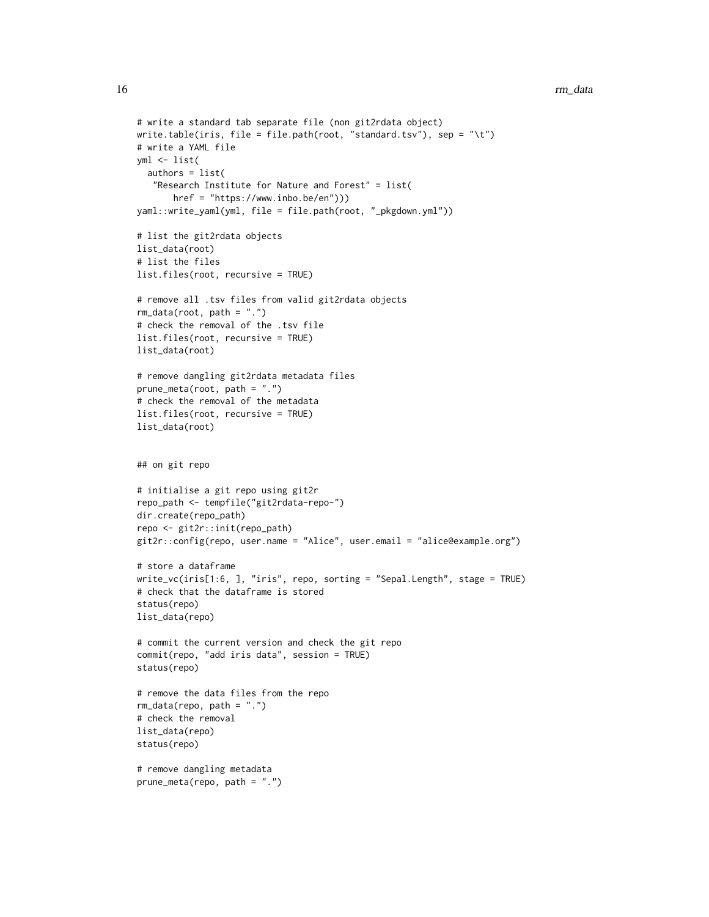```
# write a standard tab separate file (non git2rdata object)
write.table(iris, file = file.path(root, "standard.tsv"), sep = "\t")
# write a YAML file
yml <- list(
  authors = list(
   "Research Institute for Nature and Forest" = list(
       href = "https://www.inbo.be/en")))
yaml::write_yaml(yml, file = file.path(root, "_pkgdown.yml"))

# list the git2rdata objects
list_data(root)
# list the files
list.files(root, recursive = TRUE)

# remove all .tsv files from valid git2rdata objects
rm_data(root, path = ".")
# check the removal of the .tsv file
list.files(root, recursive = TRUE)
list_data(root)

# remove dangling git2rdata metadata files
prune_meta(root, path = ".")
# check the removal of the metadata
list.files(root, recursive = TRUE)
list_data(root)


## on git repo

# initialise a git repo using git2r
repo_path <- tempfile("git2rdata-repo-")
dir.create(repo_path)
repo <- git2r::init(repo_path)
git2r::config(repo, user.name = "Alice", user.email = "alice@example.org")

# store a dataframe
write_vc(iris[1:6, ], "iris", repo, sorting = "Sepal.Length", stage = TRUE)
# check that the dataframe is stored
status(repo)
list_data(repo)

# commit the current version and check the git repo
commit(repo, "add iris data", session = TRUE)
status(repo)

# remove the data files from the repo
rm_data(repo, path = ".")
# check the removal
list_data(repo)
status(repo)

# remove dangling metadata
prune_meta(repo, path = ".")
```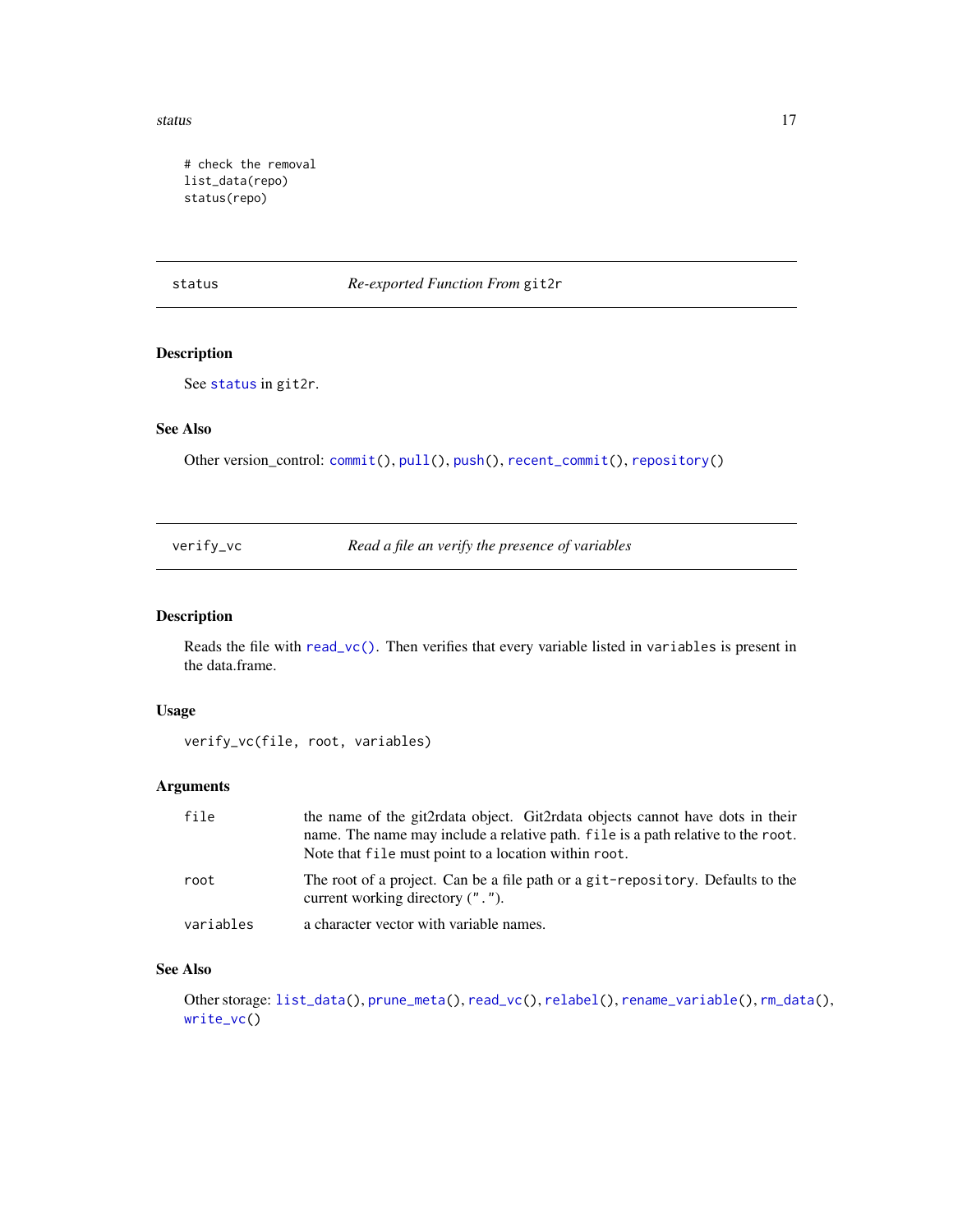```
# check the removal
list_data(repo)
status(repo)
```

## status — *Re-exported Function From* `git2r`

### Description

See `status` in `git2r`.

### See Also

Other version_control: `commit()`, `pull()`, `push()`, `recent_commit()`, `repository()`

## verify_vc — *Read a file an verify the presence of variables*

### Description

Reads the file with `read_vc()`. Then verifies that every variable listed in `variables` is present in the data.frame.

### Usage

```
verify_vc(file, root, variables)
```

### Arguments

| | |
|---|---|
| `file` | the name of the git2rdata object. Git2rdata objects cannot have dots in their name. The name may include a relative path. `file` is a path relative to the `root`. Note that `file` must point to a location within `root`. |
| `root` | The root of a project. Can be a file path or a `git-repository`. Defaults to the current working directory (`"."`). |
| `variables` | a character vector with variable names. |

### See Also

Other storage: `list_data()`, `prune_meta()`, `read_vc()`, `relabel()`, `rename_variable()`, `rm_data()`, `write_vc()`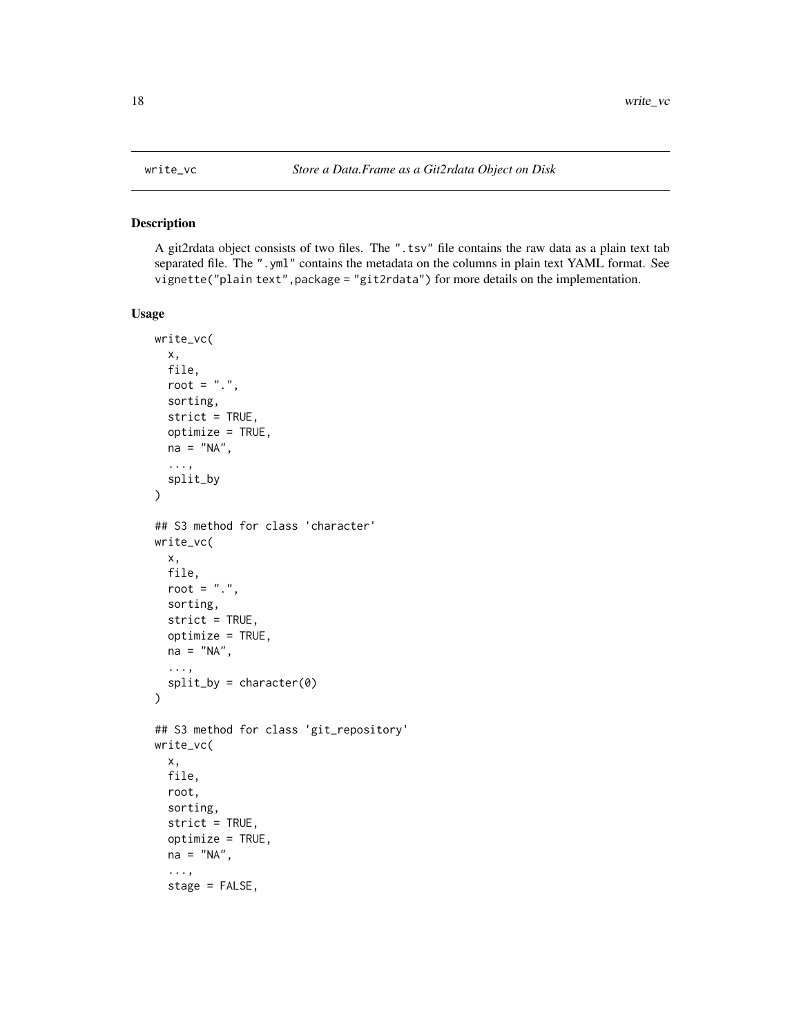write_vc *Store a Data.Frame as a Git2rdata Object on Disk*

## Description

A git2rdata object consists of two files. The ".tsv" file contains the raw data as a plain text tab separated file. The ".yml" contains the metadata on the columns in plain text YAML format. See `vignette("plain text",package = "git2rdata")` for more details on the implementation.

## Usage

```
write_vc(
  x,
  file,
  root = ".",
  sorting,
  strict = TRUE,
  optimize = TRUE,
  na = "NA",
  ...,
  split_by
)

## S3 method for class 'character'
write_vc(
  x,
  file,
  root = ".",
  sorting,
  strict = TRUE,
  optimize = TRUE,
  na = "NA",
  ...,
  split_by = character(0)
)

## S3 method for class 'git_repository'
write_vc(
  x,
  file,
  root,
  sorting,
  strict = TRUE,
  optimize = TRUE,
  na = "NA",
  ...,
  stage = FALSE,
```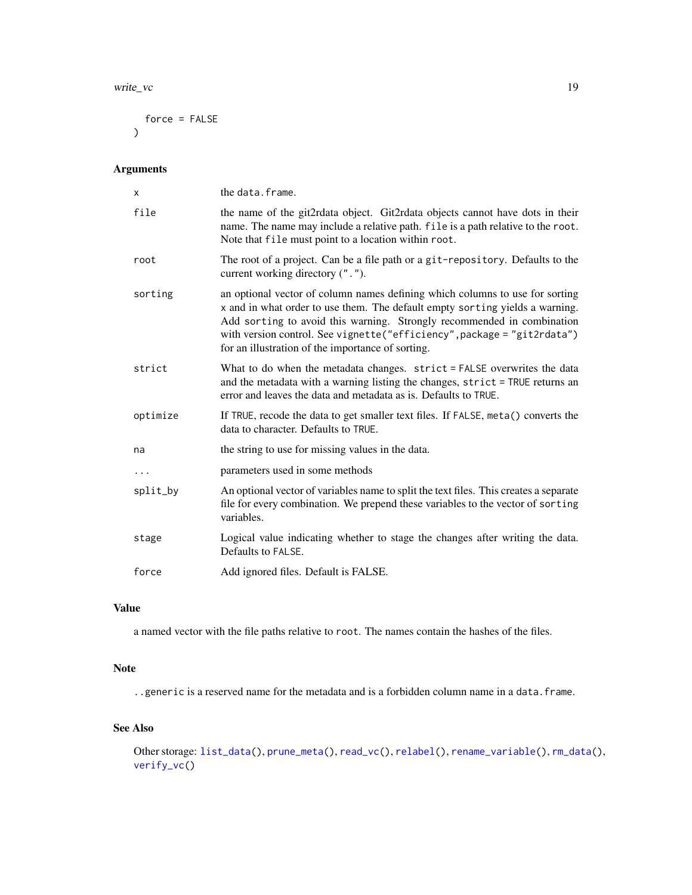```
  force = FALSE
)
```

### Arguments

| | |
|---|---|
| `x` | the `data.frame`. |
| `file` | the name of the git2rdata object. Git2rdata objects cannot have dots in their name. The name may include a relative path. `file` is a path relative to the `root`. Note that `file` must point to a location within `root`. |
| `root` | The root of a project. Can be a file path or a `git-repository`. Defaults to the current working directory (`"."`). |
| `sorting` | an optional vector of column names defining which columns to use for sorting `x` and in what order to use them. The default empty `sorting` yields a warning. Add `sorting` to avoid this warning. Strongly recommended in combination with version control. See `vignette("efficiency",package = "git2rdata")` for an illustration of the importance of sorting. |
| `strict` | What to do when the metadata changes. `strict = FALSE` overwrites the data and the metadata with a warning listing the changes, `strict = TRUE` returns an error and leaves the data and metadata as is. Defaults to `TRUE`. |
| `optimize` | If `TRUE`, recode the data to get smaller text files. If `FALSE`, `meta()` converts the data to character. Defaults to `TRUE`. |
| `na` | the string to use for missing values in the data. |
| `...` | parameters used in some methods |
| `split_by` | An optional vector of variables name to split the text files. This creates a separate file for every combination. We prepend these variables to the vector of `sorting` variables. |
| `stage` | Logical value indicating whether to stage the changes after writing the data. Defaults to `FALSE`. |
| `force` | Add ignored files. Default is FALSE. |

### Value

a named vector with the file paths relative to `root`. The names contain the hashes of the files.

### Note

`..generic` is a reserved name for the metadata and is a forbidden column name in a `data.frame`.

### See Also

Other storage: `list_data()`, `prune_meta()`, `read_vc()`, `relabel()`, `rename_variable()`, `rm_data()`, `verify_vc()`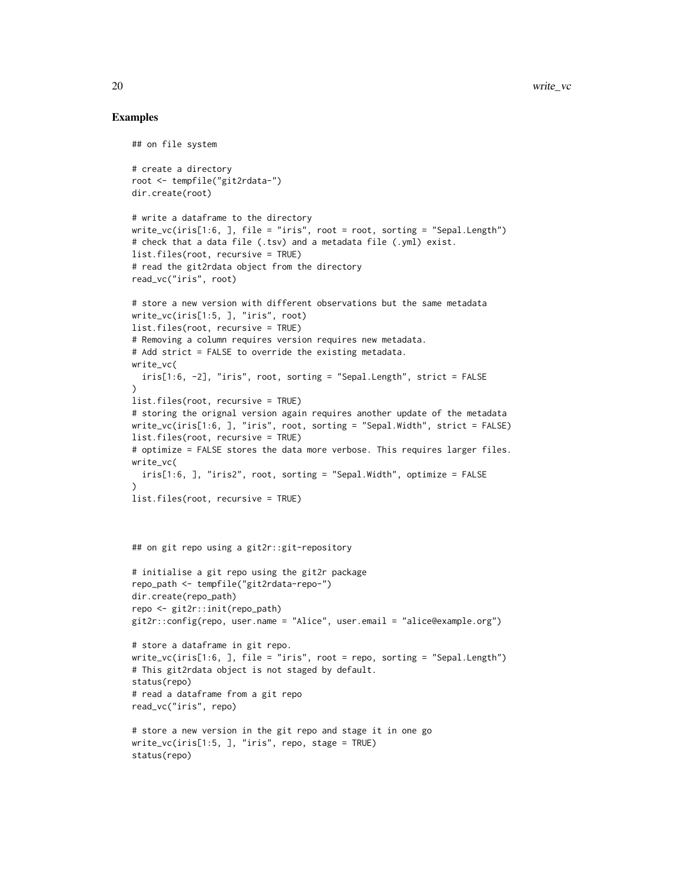## Examples

```
## on file system

# create a directory
root <- tempfile("git2rdata-")
dir.create(root)

# write a dataframe to the directory
write_vc(iris[1:6, ], file = "iris", root = root, sorting = "Sepal.Length")
# check that a data file (.tsv) and a metadata file (.yml) exist.
list.files(root, recursive = TRUE)
# read the git2rdata object from the directory
read_vc("iris", root)

# store a new version with different observations but the same metadata
write_vc(iris[1:5, ], "iris", root)
list.files(root, recursive = TRUE)
# Removing a column requires version requires new metadata.
# Add strict = FALSE to override the existing metadata.
write_vc(
  iris[1:6, -2], "iris", root, sorting = "Sepal.Length", strict = FALSE
)
list.files(root, recursive = TRUE)
# storing the orignal version again requires another update of the metadata
write_vc(iris[1:6, ], "iris", root, sorting = "Sepal.Width", strict = FALSE)
list.files(root, recursive = TRUE)
# optimize = FALSE stores the data more verbose. This requires larger files.
write_vc(
  iris[1:6, ], "iris2", root, sorting = "Sepal.Width", optimize = FALSE
)
list.files(root, recursive = TRUE)



## on git repo using a git2r::git-repository

# initialise a git repo using the git2r package
repo_path <- tempfile("git2rdata-repo-")
dir.create(repo_path)
repo <- git2r::init(repo_path)
git2r::config(repo, user.name = "Alice", user.email = "alice@example.org")

# store a dataframe in git repo.
write_vc(iris[1:6, ], file = "iris", root = repo, sorting = "Sepal.Length")
# This git2rdata object is not staged by default.
status(repo)
# read a dataframe from a git repo
read_vc("iris", repo)

# store a new version in the git repo and stage it in one go
write_vc(iris[1:5, ], "iris", repo, stage = TRUE)
status(repo)
```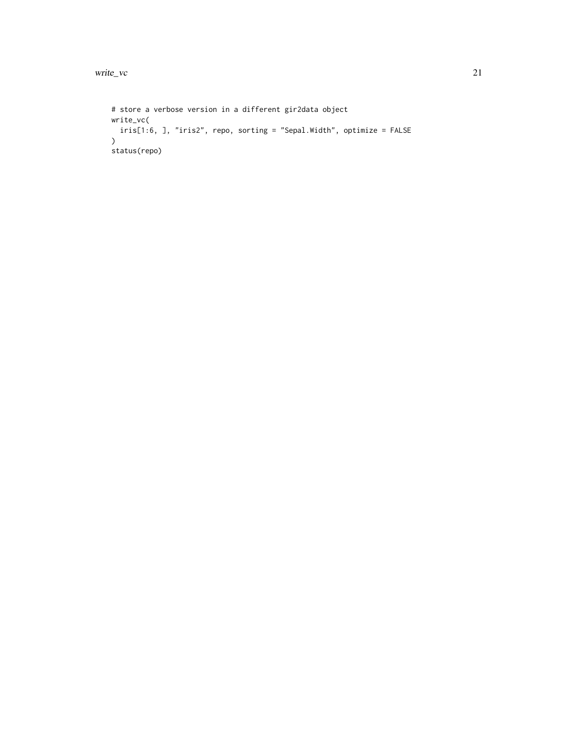```
# store a verbose version in a different gir2data object
write_vc(
  iris[1:6, ], "iris2", repo, sorting = "Sepal.Width", optimize = FALSE
)
status(repo)
```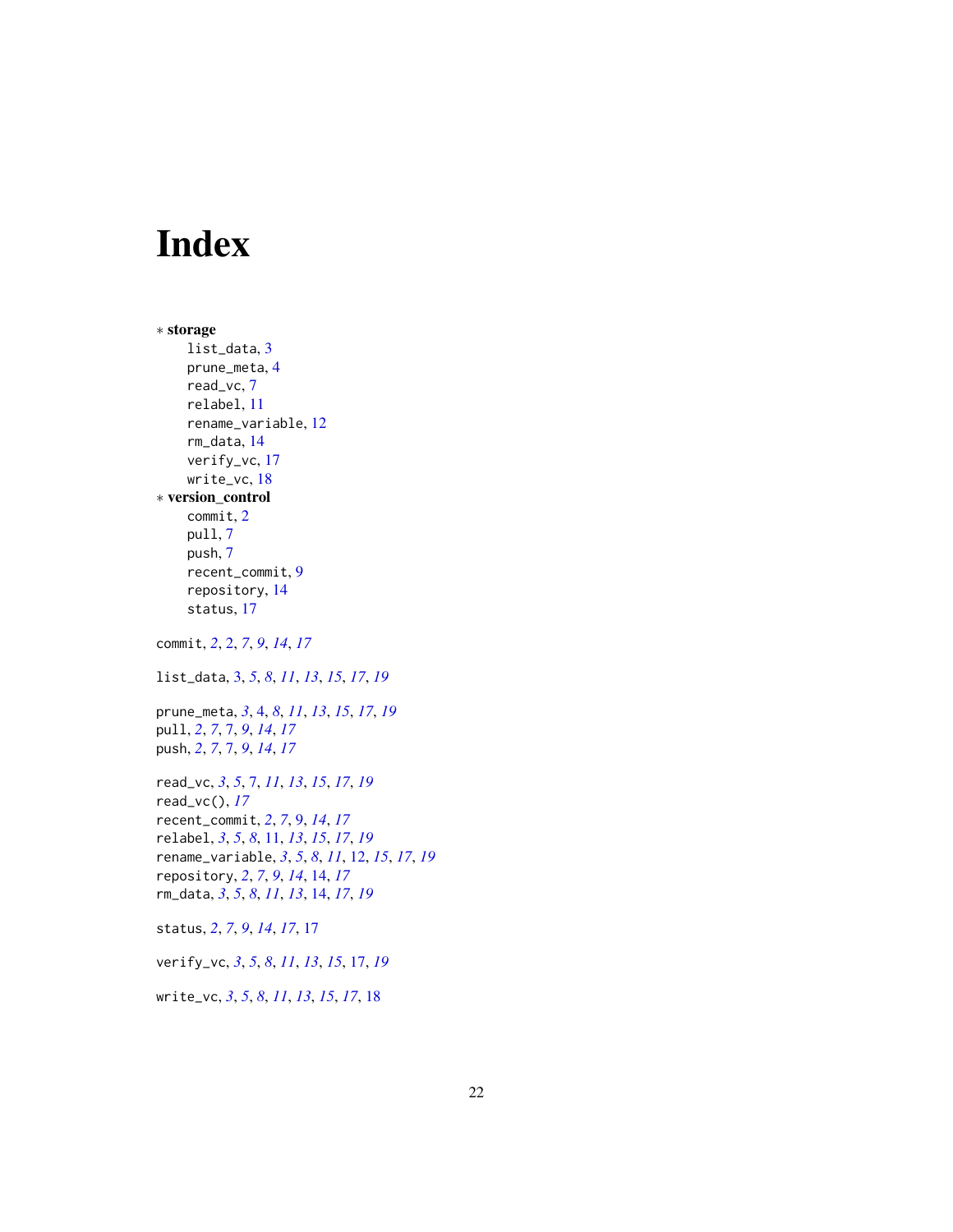# Index

* **storage**
    - list_data, 3
    - prune_meta, 4
    - read_vc, 7
    - relabel, 11
    - rename_variable, 12
    - rm_data, 14
    - verify_vc, 17
    - write_vc, 18
* **version_control**
    - commit, 2
    - pull, 7
    - push, 7
    - recent_commit, 9
    - repository, 14
    - status, 17

commit, *2*, 2, *7*, *9*, *14*, *17*

list_data, 3, *5*, *8*, *11*, *13*, *15*, *17*, *19*

prune_meta, *3*, 4, *8*, *11*, *13*, *15*, *17*, *19*
pull, *2*, *7*, 7, *9*, *14*, *17*
push, *2*, *7*, 7, *9*, *14*, *17*

read_vc, *3*, *5*, 7, *11*, *13*, *15*, *17*, *19*
read_vc(), *17*
recent_commit, *2*, *7*, 9, *14*, *17*
relabel, *3*, *5*, *8*, 11, *13*, *15*, *17*, *19*
rename_variable, *3*, *5*, *8*, *11*, 12, *15*, *17*, *19*
repository, *2*, *7*, *9*, *14*, 14, *17*
rm_data, *3*, *5*, *8*, *11*, *13*, 14, *17*, *19*

status, *2*, *7*, *9*, *14*, *17*, 17

verify_vc, *3*, *5*, *8*, *11*, *13*, *15*, 17, *19*

write_vc, *3*, *5*, *8*, *11*, *13*, *15*, *17*, 18